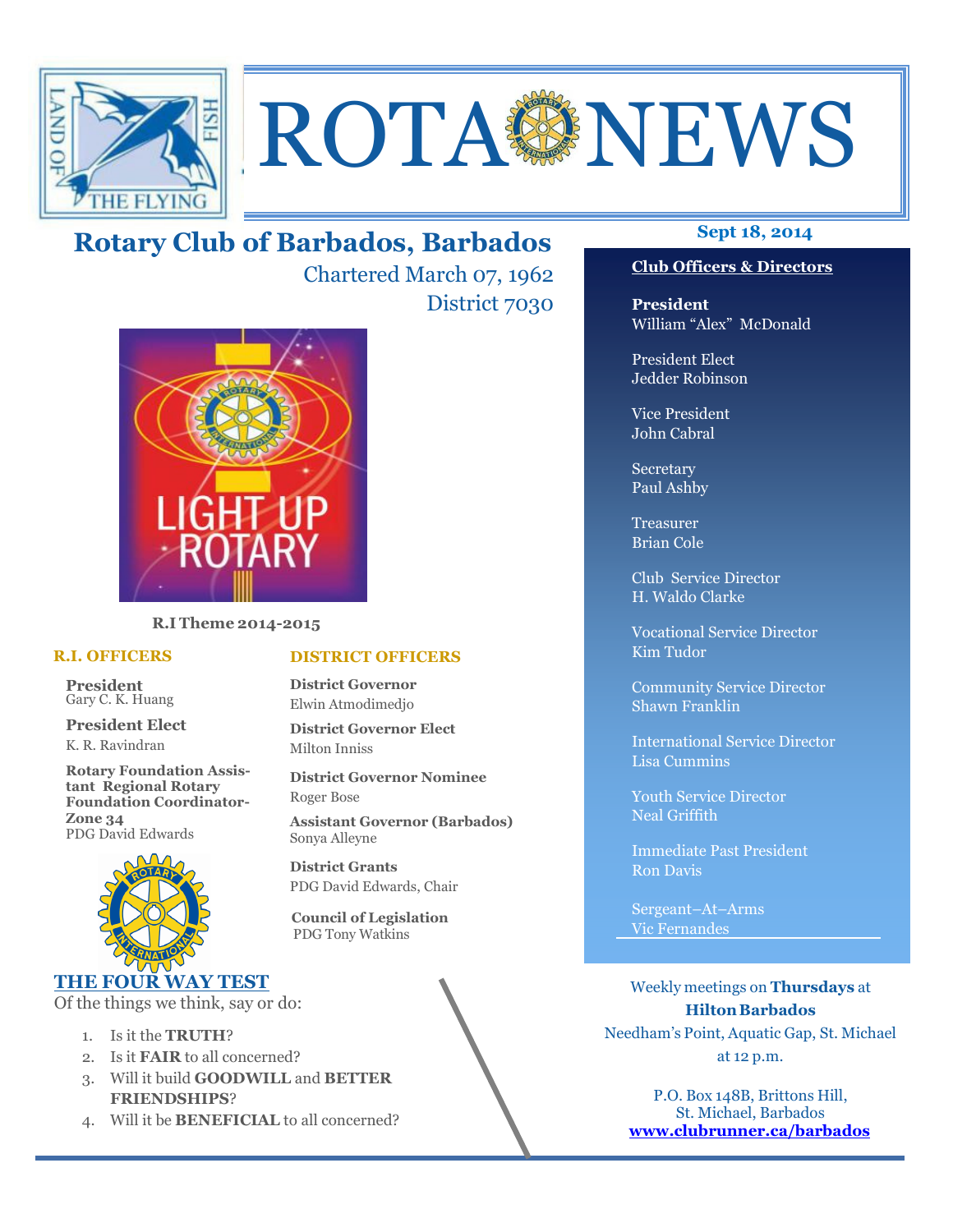# ROTA NEWS

## Rotary Club of Barbados, Barbados

Chartered March 07, 1962

District 7030

**Sept 18, 2014**

**R.I Theme 2014-2015**

### R.I. OFFICERS

**President**
Gary C. K. Huang

**President Elect**
K. R. Ravindran

**Rotary Foundation Assistant Regional Rotary Foundation Coordinator-Zone 34**
PDG David Edwards

### DISTRICT OFFICERS

**District Governor**
Elwin Atmodimedjo

**District Governor Elect**
Milton Inniss

**District Governor Nominee**
Roger Bose

**Assistant Governor (Barbados)**
Sonya Alleyne

**District Grants**
PDG David Edwards, Chair

**Council of Legislation**
PDG Tony Watkins

### THE FOUR WAY TEST

Of the things we think, say or do:

1. Is it the **TRUTH**?
2. Is it **FAIR** to all concerned?
3. Will it build **GOODWILL** and **BETTER FRIENDSHIPS**?
4. Will it be **BENEFICIAL** to all concerned?

### Club Officers & Directors

**President**
William "Alex" McDonald

President Elect
Jedder Robinson

Vice President
John Cabral

Secretary
Paul Ashby

Treasurer
Brian Cole

Club Service Director
H. Waldo Clarke

Vocational Service Director
Kim Tudor

Community Service Director
Shawn Franklin

International Service Director
Lisa Cummins

Youth Service Director
Neal Griffith

Immediate Past President
Ron Davis

Sergeant–At–Arms
Vic Fernandes

Weekly meetings on **Thursdays** at **Hilton Barbados**
Needham's Point, Aquatic Gap, St. Michael
at 12 p.m.

P.O. Box 148B, Brittons Hill,
St. Michael, Barbados
**www.clubrunner.ca/barbados**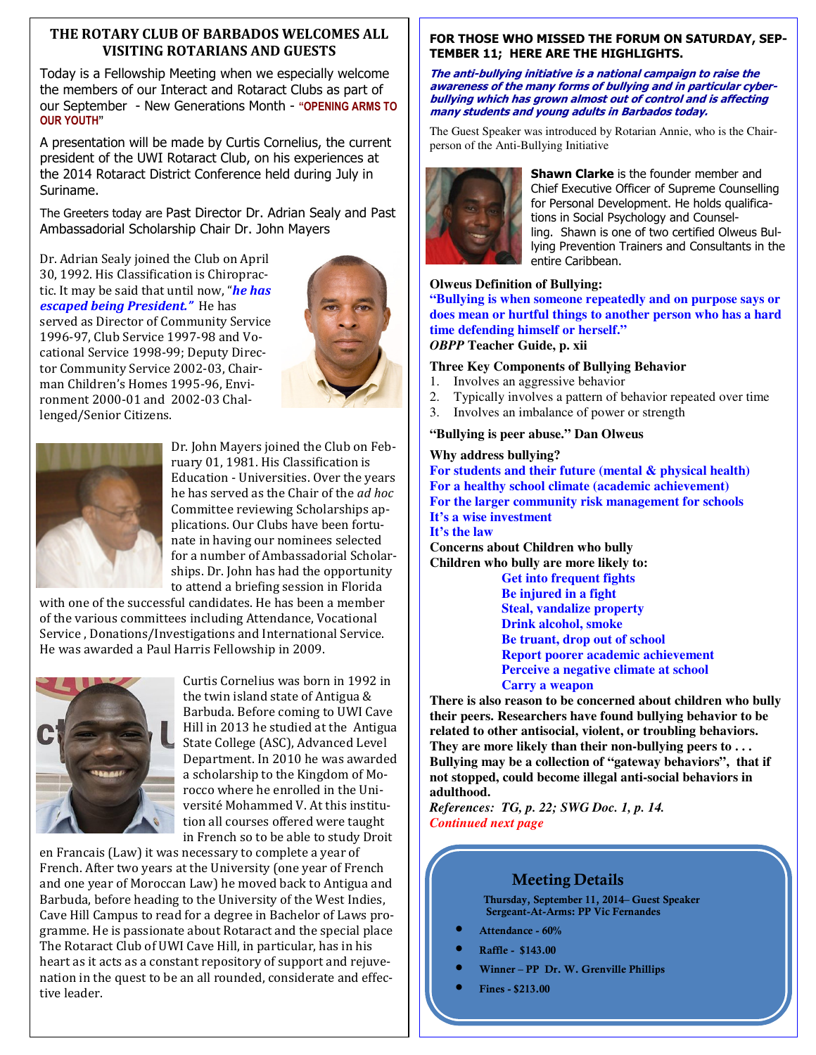## THE ROTARY CLUB OF BARBADOS WELCOMES ALL VISITING ROTARIANS AND GUESTS

Today is a Fellowship Meeting when we especially welcome the members of our Interact and Rotaract Clubs as part of our September - New Generations Month - "**OPENING ARMS TO OUR YOUTH**"

A presentation will be made by Curtis Cornelius, the current president of the UWI Rotaract Club, on his experiences at the 2014 Rotaract District Conference held during July in Suriname.

The Greeters today are Past Director Dr. Adrian Sealy and Past Ambassadorial Scholarship Chair Dr. John Mayers

Dr. Adrian Sealy joined the Club on April 30, 1992. His Classification is Chiropractic. It may be said that until now, "***he has escaped being President."*** He has served as Director of Community Service 1996-97, Club Service 1997-98 and Vocational Service 1998-99; Deputy Director Community Service 2002-03, Chairman Children's Homes 1995-96, Environment 2000-01 and 2002-03 Challenged/Senior Citizens.

Dr. John Mayers joined the Club on February 01, 1981. His Classification is Education - Universities. Over the years he has served as the Chair of the *ad hoc* Committee reviewing Scholarships applications. Our Clubs have been fortunate in having our nominees selected for a number of Ambassadorial Scholarships. Dr. John has had the opportunity to attend a briefing session in Florida with one of the successful candidates. He has been a member of the various committees including Attendance, Vocational Service , Donations/Investigations and International Service. He was awarded a Paul Harris Fellowship in 2009.

Curtis Cornelius was born in 1992 in the twin island state of Antigua & Barbuda. Before coming to UWI Cave Hill in 2013 he studied at the Antigua State College (ASC), Advanced Level Department. In 2010 he was awarded a scholarship to the Kingdom of Morocco where he enrolled in the Université Mohammed V. At this institution all courses offered were taught in French so to be able to study Droit en Francais (Law) it was necessary to complete a year of French. After two years at the University (one year of French and one year of Moroccan Law) he moved back to Antigua and Barbuda, before heading to the University of the West Indies, Cave Hill Campus to read for a degree in Bachelor of Laws programme. He is passionate about Rotaract and the special place The Rotaract Club of UWI Cave Hill, in particular, has in his heart as it acts as a constant repository of support and rejuvenation in the quest to be an all rounded, considerate and effective leader.

## FOR THOSE WHO MISSED THE FORUM ON SATURDAY, SEPTEMBER 11; HERE ARE THE HIGHLIGHTS.

***The anti-bullying initiative is a national campaign to raise the awareness of the many forms of bullying and in particular cyber-bullying which has grown almost out of control and is affecting many students and young adults in Barbados today.***

The Guest Speaker was introduced by Rotarian Annie, who is the Chairperson of the Anti-Bullying Initiative

**Shawn Clarke** is the founder member and Chief Executive Officer of Supreme Counselling for Personal Development. He holds qualifications in Social Psychology and Counselling. Shawn is one of two certified Olweus Bullying Prevention Trainers and Consultants in the entire Caribbean.

**Olweus Definition of Bullying:**

**"Bullying is when someone repeatedly and on purpose says or does mean or hurtful things to another person who has a hard time defending himself or herself."**
***OBPP* Teacher Guide, p. xii**

**Three Key Components of Bullying Behavior**

1. Involves an aggressive behavior
2. Typically involves a pattern of behavior repeated over time
3. Involves an imbalance of power or strength

**"Bullying is peer abuse." Dan Olweus**

**Why address bullying?**

**For students and their future (mental & physical health)**
**For a healthy school climate (academic achievement)**
**For the larger community risk management for schools**
**It's a wise investment**
**It's the law**

**Concerns about Children who bully**
**Children who bully are more likely to:**

- **Get into frequent fights**
- **Be injured in a fight**
- **Steal, vandalize property**
- **Drink alcohol, smoke**
- **Be truant, drop out of school**
- **Report poorer academic achievement**
- **Perceive a negative climate at school**
- **Carry a weapon**

**There is also reason to be concerned about children who bully their peers. Researchers have found bullying behavior to be related to other antisocial, violent, or troubling behaviors. They are more likely than their non-bullying peers to . . . Bullying may be a collection of "gateway behaviors", that if not stopped, could become illegal anti-social behaviors in adulthood.**

***References: TG, p. 22; SWG Doc. 1, p. 14.***

*Continued next page*

### Meeting Details

**Thursday, September 11, 2014– Guest Speaker**
**Sergeant-At-Arms: PP Vic Fernandes**

- **Attendance - 60%**
- **Raffle - $143.00**
- **Winner – PP Dr. W. Grenville Phillips**
- **Fines - $213.00**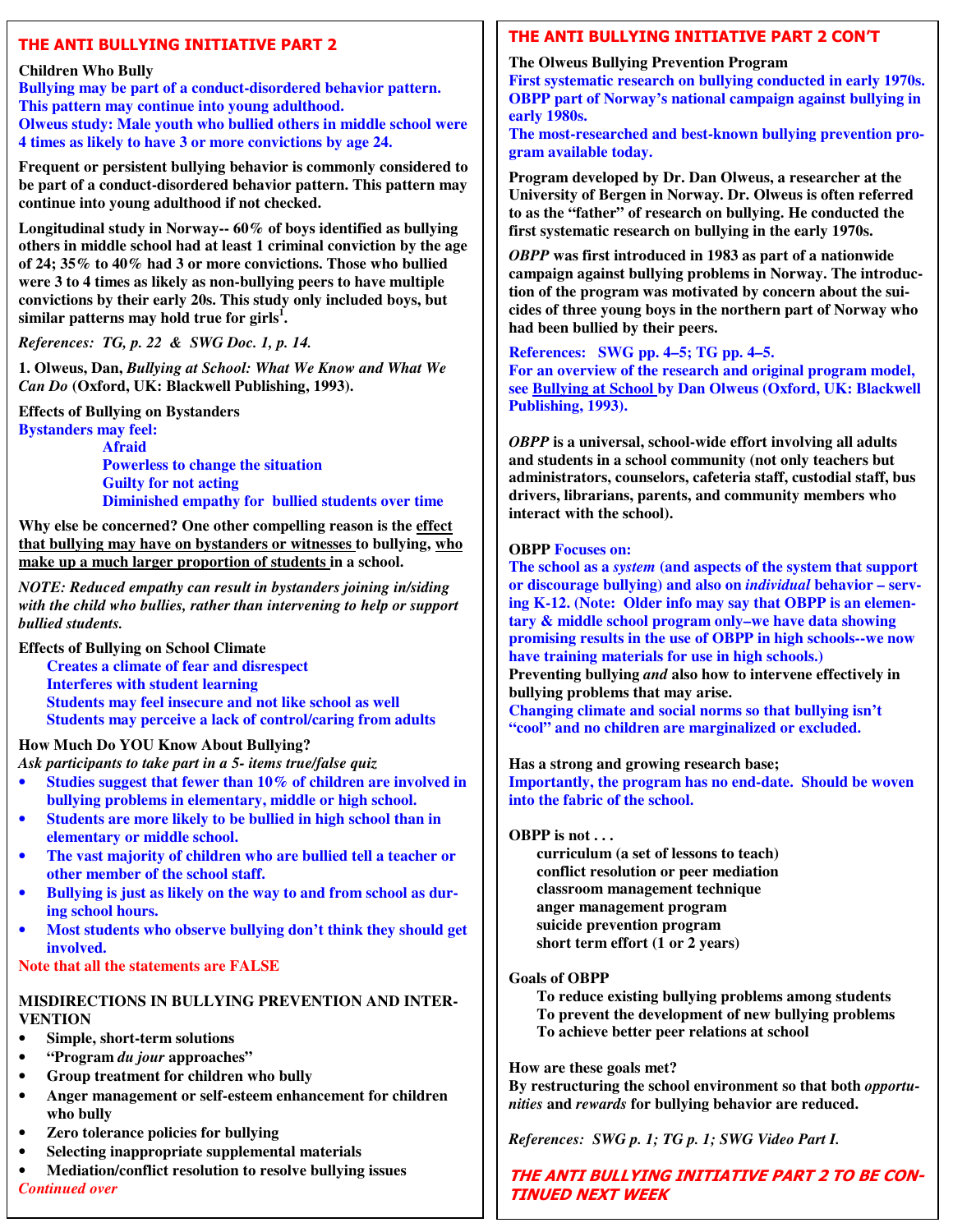## THE ANTI BULLYING INITIATIVE PART 2

**Children Who Bully**

**Bullying may be part of a conduct-disordered behavior pattern. This pattern may continue into young adulthood.**

**Olweus study: Male youth who bullied others in middle school were 4 times as likely to have 3 or more convictions by age 24.**

**Frequent or persistent bullying behavior is commonly considered to be part of a conduct-disordered behavior pattern. This pattern may continue into young adulthood if not checked.**

**Longitudinal study in Norway-- 60% of boys identified as bullying others in middle school had at least 1 criminal conviction by the age of 24; 35% to 40% had 3 or more convictions. Those who bullied were 3 to 4 times as likely as non-bullying peers to have multiple convictions by their early 20s. This study only included boys, but similar patterns may hold true for girls[1].**

*References: TG, p. 22 & SWG Doc. 1, p. 14.*

**1. Olweus, Dan, *Bullying at School: What We Know and What We Can Do* (Oxford, UK: Blackwell Publishing, 1993).**

**Effects of Bullying on Bystanders**

**Bystanders may feel:**

- **Afraid**
- **Powerless to change the situation**
- **Guilty for not acting**
- **Diminished empathy for bullied students over time**

**Why else be concerned? One other compelling reason is the effect that bullying may have on bystanders or witnesses to bullying, who make up a much larger proportion of students in a school.**

***NOTE: Reduced empathy can result in bystanders joining in/siding with the child who bullies, rather than intervening to help or support bullied students.***

**Effects of Bullying on School Climate**

- **Creates a climate of fear and disrespect**
- **Interferes with student learning**
- **Students may feel insecure and not like school as well**
- **Students may perceive a lack of control/caring from adults**

**How Much Do YOU Know About Bullying?**

*Ask participants to take part in a 5- items true/false quiz*

- **Studies suggest that fewer than 10% of children are involved in bullying problems in elementary, middle or high school.**
- **Students are more likely to be bullied in high school than in elementary or middle school.**
- **The vast majority of children who are bullied tell a teacher or other member of the school staff.**
- **Bullying is just as likely on the way to and from school as during school hours.**
- **Most students who observe bullying don't think they should get involved.**

**Note that all the statements are FALSE**

**MISDIRECTIONS IN BULLYING PREVENTION AND INTERVENTION**

- **Simple, short-term solutions**
- **"Program *du jour* approaches"**
- **Group treatment for children who bully**
- **Anger management or self-esteem enhancement for children who bully**
- **Zero tolerance policies for bullying**
- **Selecting inappropriate supplemental materials**
- **Mediation/conflict resolution to resolve bullying issues**

*Continued over*

## THE ANTI BULLYING INITIATIVE PART 2 CON'T

**The Olweus Bullying Prevention Program**

**First systematic research on bullying conducted in early 1970s. OBPP part of Norway's national campaign against bullying in early 1980s.**

**The most-researched and best-known bullying prevention program available today.**

**Program developed by Dr. Dan Olweus, a researcher at the University of Bergen in Norway. Dr. Olweus is often referred to as the "father" of research on bullying. He conducted the first systematic research on bullying in the early 1970s.**

***OBPP* was first introduced in 1983 as part of a nationwide campaign against bullying problems in Norway. The introduction of the program was motivated by concern about the suicides of three young boys in the northern part of Norway who had been bullied by their peers.**

**References: SWG pp. 4–5; TG pp. 4–5.**

**For an overview of the research and original program model, see Bullying at School by Dan Olweus (Oxford, UK: Blackwell Publishing, 1993).**

***OBPP* is a universal, school-wide effort involving all adults and students in a school community (not only teachers but administrators, counselors, cafeteria staff, custodial staff, bus drivers, librarians, parents, and community members who interact with the school).**

**OBPP Focuses on:**

**The school as a *system* (and aspects of the system that support or discourage bullying) and also on *individual* behavior – serving K-12. (Note: Older info may say that OBPP is an elementary & middle school program only–we have data showing promising results in the use of OBPP in high schools--we now have training materials for use in high schools.)**

**Preventing bullying *and* also how to intervene effectively in bullying problems that may arise.**

**Changing climate and social norms so that bullying isn't "cool" and no children are marginalized or excluded.**

**Has a strong and growing research base;**

**Importantly, the program has no end-date. Should be woven into the fabric of the school.**

**OBPP is not . . .**

- **curriculum (a set of lessons to teach)**
- **conflict resolution or peer mediation**
- **classroom management technique**
- **anger management program**
- **suicide prevention program**
- **short term effort (1 or 2 years)**

**Goals of OBPP**

- **To reduce existing bullying problems among students**
- **To prevent the development of new bullying problems**
- **To achieve better peer relations at school**

**How are these goals met?**

**By restructuring the school environment so that both *opportunities* and *rewards* for bullying behavior are reduced.**

*References: SWG p. 1; TG p. 1; SWG Video Part I.*

***THE ANTI BULLYING INITIATIVE PART 2 TO BE CONTINUED NEXT WEEK***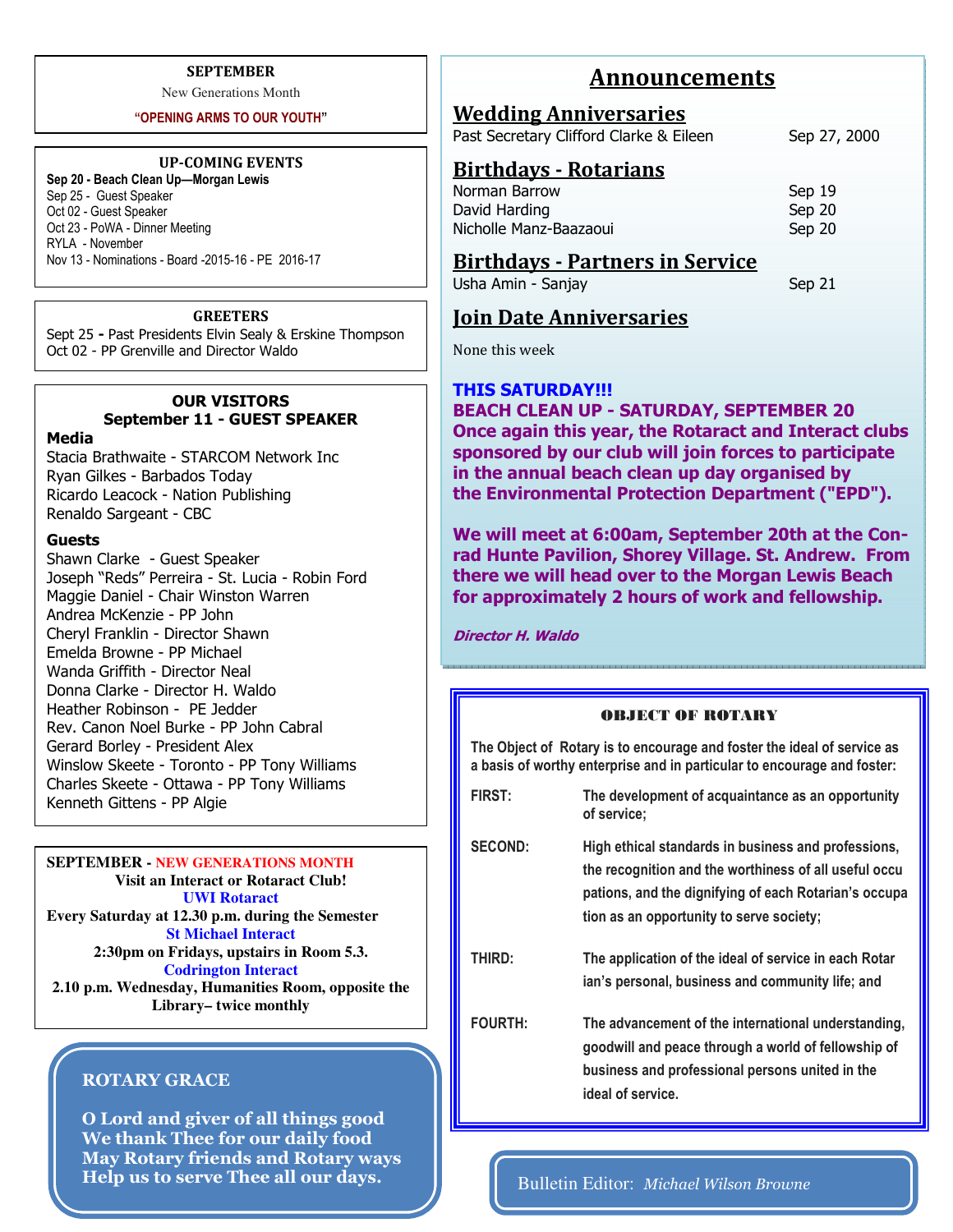**SEPTEMBER**

New Generations Month

**"OPENING ARMS TO OUR YOUTH"**

**UP-COMING EVENTS**

**Sep 20 - Beach Clean Up—Morgan Lewis**
Sep 25 - Guest Speaker
Oct 02 - Guest Speaker
Oct 23 - PoWA - Dinner Meeting
RYLA - November
Nov 13 - Nominations - Board -2015-16 - PE 2016-17

**GREETERS**

Sept 25 **-** Past Presidents Elvin Sealy & Erskine Thompson
Oct 02 - PP Grenville and Director Waldo

**OUR VISITORS**
**September 11 - GUEST SPEAKER**

**Media**

Stacia Brathwaite - STARCOM Network Inc
Ryan Gilkes - Barbados Today
Ricardo Leacock - Nation Publishing
Renaldo Sargeant - CBC

**Guests**

Shawn Clarke - Guest Speaker
Joseph "Reds" Perreira - St. Lucia - Robin Ford
Maggie Daniel - Chair Winston Warren
Andrea McKenzie - PP John
Cheryl Franklin - Director Shawn
Emelda Browne - PP Michael
Wanda Griffith - Director Neal
Donna Clarke - Director H. Waldo
Heather Robinson - PE Jedder
Rev. Canon Noel Burke - PP John Cabral
Gerard Borley - President Alex
Winslow Skeete - Toronto - PP Tony Williams
Charles Skeete - Ottawa - PP Tony Williams
Kenneth Gittens - PP Algie

**SEPTEMBER - NEW GENERATIONS MONTH**
**Visit an Interact or Rotaract Club!**
**UWI Rotaract**
**Every Saturday at 12.30 p.m. during the Semester**
**St Michael Interact**
**2:30pm on Fridays, upstairs in Room 5.3.**
**Codrington Interact**
**2.10 p.m. Wednesday, Humanities Room, opposite the Library– twice monthly**

**ROTARY GRACE**

**O Lord and giver of all things good**
**We thank Thee for our daily food**
**May Rotary friends and Rotary ways**
**Help us to serve Thee all our days.**

# Announcements

## Wedding Anniversaries

Past Secretary Clifford Clarke & Eileen — Sep 27, 2000

## Birthdays - Rotarians

Norman Barrow — Sep 19
David Harding — Sep 20
Nicholle Manz-Baazaoui — Sep 20

## Birthdays - Partners in Service

Usha Amin - Sanjay — Sep 21

## Join Date Anniversaries

None this week

**THIS SATURDAY!!!**

**BEACH CLEAN UP - SATURDAY, SEPTEMBER 20**
**Once again this year, the Rotaract and Interact clubs sponsored by our club will join forces to participate in the annual beach clean up day organised by the Environmental Protection Department ("EPD").**

**We will meet at 6:00am, September 20th at the Conrad Hunte Pavilion, Shorey Village. St. Andrew. From there we will head over to the Morgan Lewis Beach for approximately 2 hours of work and fellowship.**

***Director H. Waldo***

**OBJECT OF ROTARY**

**The Object of Rotary is to encourage and foster the ideal of service as a basis of worthy enterprise and in particular to encourage and foster:**

**FIRST:** The development of acquaintance as an opportunity of service;

**SECOND:** High ethical standards in business and professions, the recognition and the worthiness of all useful occupations, and the dignifying of each Rotarian's occupation as an opportunity to serve society;

**THIRD:** The application of the ideal of service in each Rotarian's personal, business and community life; and

**FOURTH:** The advancement of the international understanding, goodwill and peace through a world of fellowship of business and professional persons united in the ideal of service.

Bulletin Editor: *Michael Wilson Browne*